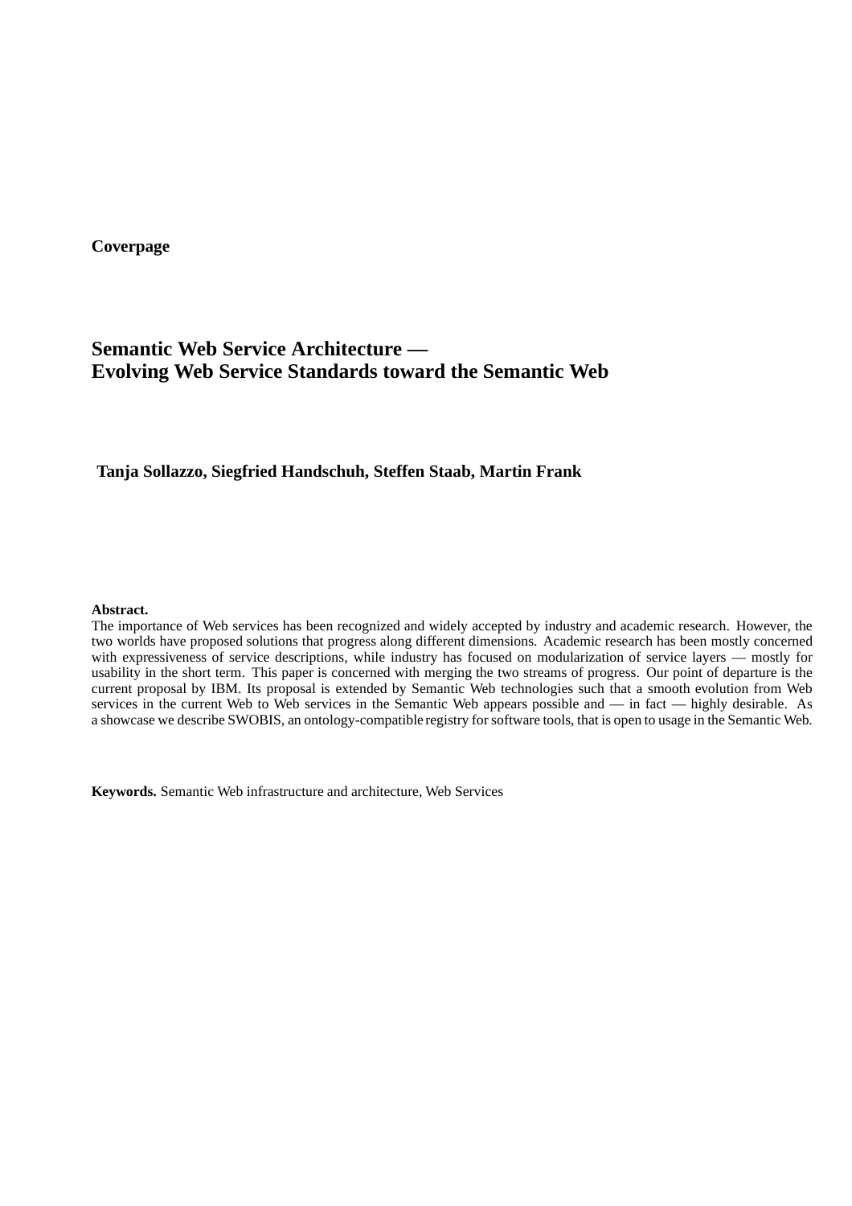**Coverpage**

# Semantic Web Service Architecture — Evolving Web Service Standards toward the Semantic Web

**Tanja Sollazzo, Siegfried Handschuh, Steffen Staab, Martin Frank**

**Abstract.**
The importance of Web services has been recognized and widely accepted by industry and academic research. However, the two worlds have proposed solutions that progress along different dimensions. Academic research has been mostly concerned with expressiveness of service descriptions, while industry has focused on modularization of service layers — mostly for usability in the short term. This paper is concerned with merging the two streams of progress. Our point of departure is the current proposal by IBM. Its proposal is extended by Semantic Web technologies such that a smooth evolution from Web services in the current Web to Web services in the Semantic Web appears possible and — in fact — highly desirable. As a showcase we describe SWOBIS, an ontology-compatible registry for software tools, that is open to usage in the Semantic Web.

**Keywords.** Semantic Web infrastructure and architecture, Web Services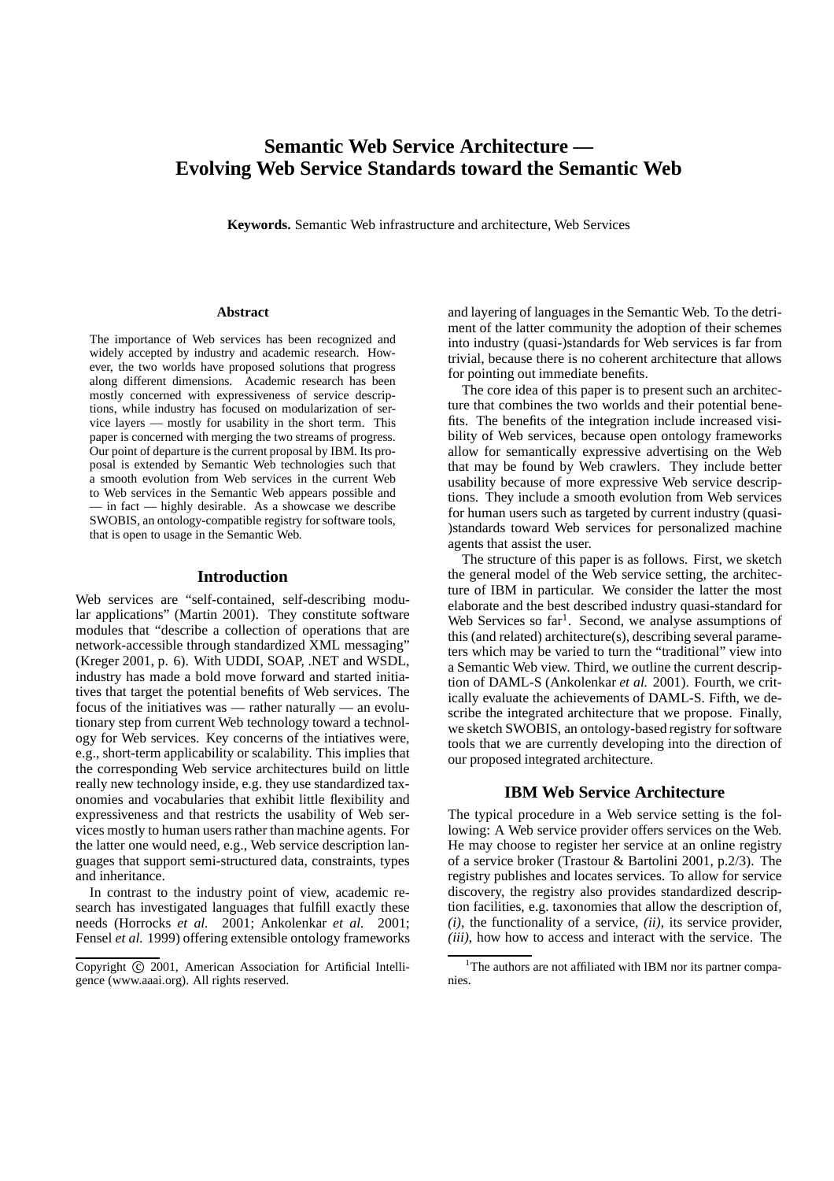# Semantic Web Service Architecture — Evolving Web Service Standards toward the Semantic Web

**Keywords.** Semantic Web infrastructure and architecture, Web Services

### Abstract

The importance of Web services has been recognized and widely accepted by industry and academic research. However, the two worlds have proposed solutions that progress along different dimensions. Academic research has been mostly concerned with expressiveness of service descriptions, while industry has focused on modularization of service layers — mostly for usability in the short term. This paper is concerned with merging the two streams of progress. Our point of departure is the current proposal by IBM. Its proposal is extended by Semantic Web technologies such that a smooth evolution from Web services in the current Web to Web services in the Semantic Web appears possible and — in fact — highly desirable. As a showcase we describe SWOBIS, an ontology-compatible registry for software tools, that is open to usage in the Semantic Web.

## Introduction

Web services are "self-contained, self-describing modular applications" (Martin 2001). They constitute software modules that "describe a collection of operations that are network-accessible through standardized XML messaging" (Kreger 2001, p. 6). With UDDI, SOAP, .NET and WSDL, industry has made a bold move forward and started initiatives that target the potential benefits of Web services. The focus of the initiatives was — rather naturally — an evolutionary step from current Web technology toward a technology for Web services. Key concerns of the intiatives were, e.g., short-term applicability or scalability. This implies that the corresponding Web service architectures build on little really new technology inside, e.g. they use standardized taxonomies and vocabularies that exhibit little flexibility and expressiveness and that restricts the usability of Web services mostly to human users rather than machine agents. For the latter one would need, e.g., Web service description languages that support semi-structured data, constraints, types and inheritance.

In contrast to the industry point of view, academic research has investigated languages that fulfill exactly these needs (Horrocks *et al.* 2001; Ankolenkar *et al.* 2001; Fensel *et al.* 1999) offering extensible ontology frameworks and layering of languages in the Semantic Web. To the detriment of the latter community the adoption of their schemes into industry (quasi-)standards for Web services is far from trivial, because there is no coherent architecture that allows for pointing out immediate benefits.

The core idea of this paper is to present such an architecture that combines the two worlds and their potential benefits. The benefits of the integration include increased visibility of Web services, because open ontology frameworks allow for semantically expressive advertising on the Web that may be found by Web crawlers. They include better usability because of more expressive Web service descriptions. They include a smooth evolution from Web services for human users such as targeted by current industry (quasi-)standards toward Web services for personalized machine agents that assist the user.

The structure of this paper is as follows. First, we sketch the general model of the Web service setting, the architecture of IBM in particular. We consider the latter the most elaborate and the best described industry quasi-standard for Web Services so far[1]. Second, we analyse assumptions of this (and related) architecture(s), describing several parameters which may be varied to turn the "traditional" view into a Semantic Web view. Third, we outline the current description of DAML-S (Ankolenkar *et al.* 2001). Fourth, we critically evaluate the achievements of DAML-S. Fifth, we describe the integrated architecture that we propose. Finally, we sketch SWOBIS, an ontology-based registry for software tools that we are currently developing into the direction of our proposed integrated architecture.

## IBM Web Service Architecture

The typical procedure in a Web service setting is the following: A Web service provider offers services on the Web. He may choose to register her service at an online registry of a service broker (Trastour & Bartolini 2001, p.2/3). The registry publishes and locates services. To allow for service discovery, the registry also provides standardized description facilities, e.g. taxonomies that allow the description of, *(i)*, the functionality of a service, *(ii)*, its service provider, *(iii)*, how how to access and interact with the service. The

Copyright © 2001, American Association for Artificial Intelligence (www.aaai.org). All rights reserved.

[1] The authors are not affiliated with IBM nor its partner companies.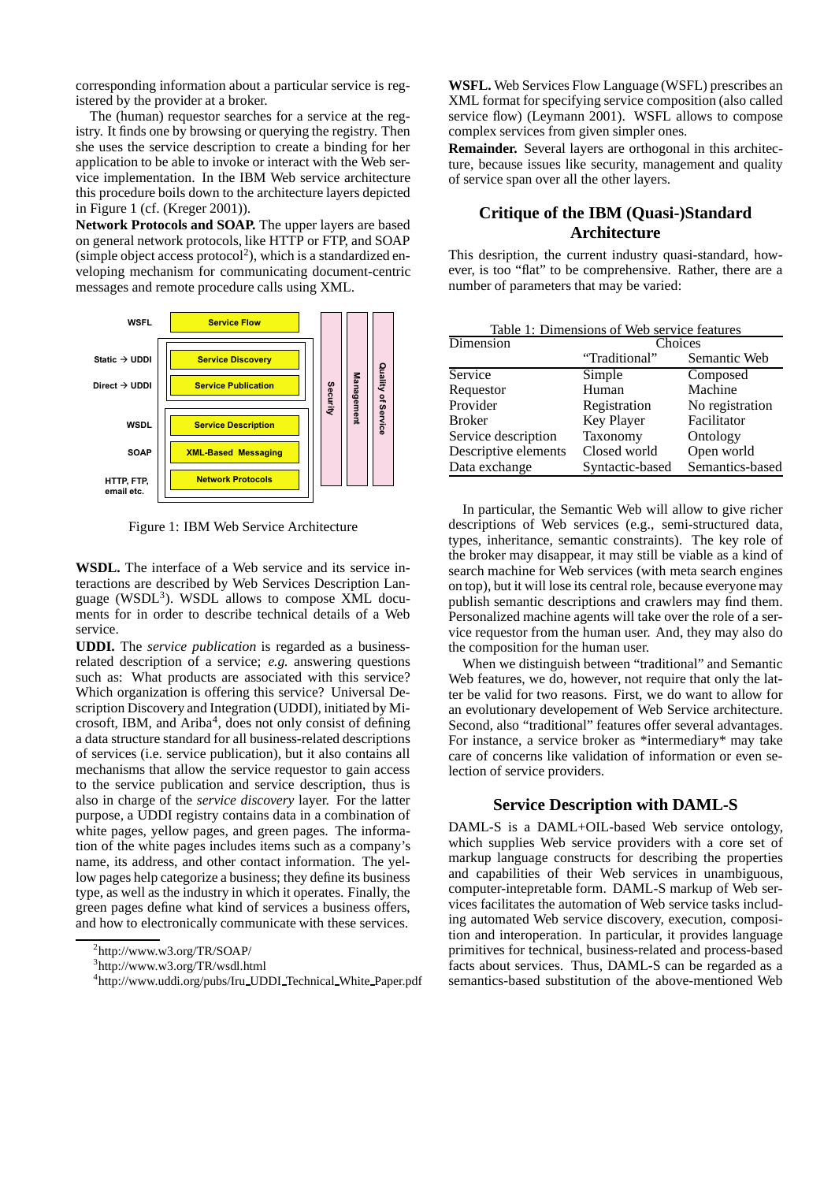corresponding information about a particular service is registered by the provider at a broker.

The (human) requestor searches for a service at the registry. It finds one by browsing or querying the registry. Then she uses the service description to create a binding for her application to be able to invoke or interact with the Web service implementation. In the IBM Web service architecture this procedure boils down to the architecture layers depicted in Figure 1 (cf. (Kreger 2001)).

**Network Protocols and SOAP.** The upper layers are based on general network protocols, like HTTP or FTP, and SOAP (simple object access protocol[2]), which is a standardized enveloping mechanism for communicating document-centric messages and remote procedure calls using XML.

| | | |
|---|---|---|
| WSFL | Service Flow | |
| Static → UDDI | Service Discovery | |
| Direct → UDDI | Service Publication | Security / Management / Quality of Service |
| WSDL | Service Description | |
| SOAP | XML-Based Messaging | |
| HTTP, FTP, email etc. | Network Protocols | |

Figure 1: IBM Web Service Architecture

**WSDL.** The interface of a Web service and its service interactions are described by Web Services Description Language (WSDL[3]). WSDL allows to compose XML documents for in order to describe technical details of a Web service.

**UDDI.** The *service publication* is regarded as a business-related description of a service; *e.g.* answering questions such as: What products are associated with this service? Which organization is offering this service? Universal Description Discovery and Integration (UDDI), initiated by Microsoft, IBM, and Ariba[4], does not only consist of defining a data structure standard for all business-related descriptions of services (i.e. service publication), but it also contains all mechanisms that allow the service requestor to gain access to the service publication and service description, thus is also in charge of the *service discovery* layer. For the latter purpose, a UDDI registry contains data in a combination of white pages, yellow pages, and green pages. The information of the white pages includes items such as a company's name, its address, and other contact information. The yellow pages help categorize a business; they define its business type, as well as the industry in which it operates. Finally, the green pages define what kind of services a business offers, and how to electronically communicate with these services.

[2] http://www.w3.org/TR/SOAP/

[3] http://www.w3.org/TR/wsdl.html

[4] http://www.uddi.org/pubs/Iru_UDDI_Technical_White_Paper.pdf

**WSFL.** Web Services Flow Language (WSFL) prescribes an XML format for specifying service composition (also called service flow) (Leymann 2001). WSFL allows to compose complex services from given simpler ones.

**Remainder.** Several layers are orthogonal in this architecture, because issues like security, management and quality of service span over all the other layers.

## Critique of the IBM (Quasi-)Standard Architecture

This desription, the current industry quasi-standard, however, is too "flat" to be comprehensive. Rather, there are a number of parameters that may be varied:

Table 1: Dimensions of Web service features

| Dimension | Choices | |
|---|---|---|
| | "Traditional" | Semantic Web |
| Service | Simple | Composed |
| Requestor | Human | Machine |
| Provider | Registration | No registration |
| Broker | Key Player | Facilitator |
| Service description | Taxonomy | Ontology |
| Descriptive elements | Closed world | Open world |
| Data exchange | Syntactic-based | Semantics-based |

In particular, the Semantic Web will allow to give richer descriptions of Web services (e.g., semi-structured data, types, inheritance, semantic constraints). The key role of the broker may disappear, it may still be viable as a kind of search machine for Web services (with meta search engines on top), but it will lose its central role, because everyone may publish semantic descriptions and crawlers may find them. Personalized machine agents will take over the role of a service requestor from the human user. And, they may also do the composition for the human user.

When we distinguish between "traditional" and Semantic Web features, we do, however, not require that only the latter be valid for two reasons. First, we do want to allow for an evolutionary developement of Web Service architecture. Second, also "traditional" features offer several advantages. For instance, a service broker as *intermediary* may take care of concerns like validation of information or even selection of service providers.

## Service Description with DAML-S

DAML-S is a DAML+OIL-based Web service ontology, which supplies Web service providers with a core set of markup language constructs for describing the properties and capabilities of their Web services in unambiguous, computer-intepretable form. DAML-S markup of Web services facilitates the automation of Web service tasks including automated Web service discovery, execution, composition and interoperation. In particular, it provides language primitives for technical, business-related and process-based facts about services. Thus, DAML-S can be regarded as a semantics-based substitution of the above-mentioned Web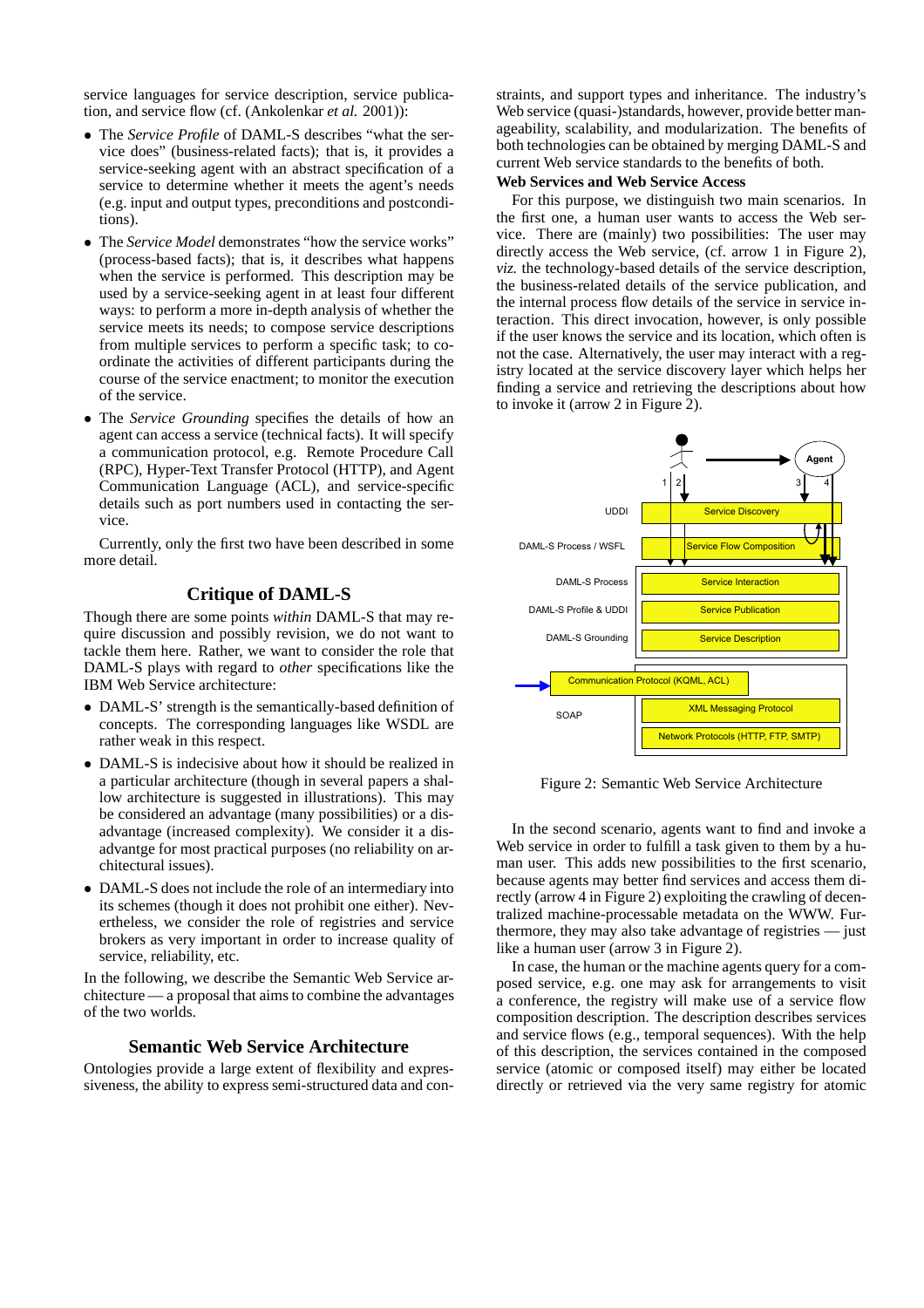service languages for service description, service publication, and service flow (cf. (Ankolenkar *et al.* 2001)):

- The *Service Profile* of DAML-S describes "what the service does" (business-related facts); that is, it provides a service-seeking agent with an abstract specification of a service to determine whether it meets the agent's needs (e.g. input and output types, preconditions and postconditions).
- The *Service Model* demonstrates "how the service works" (process-based facts); that is, it describes what happens when the service is performed. This description may be used by a service-seeking agent in at least four different ways: to perform a more in-depth analysis of whether the service meets its needs; to compose service descriptions from multiple services to perform a specific task; to coordinate the activities of different participants during the course of the service enactment; to monitor the execution of the service.
- The *Service Grounding* specifies the details of how an agent can access a service (technical facts). It will specify a communication protocol, e.g. Remote Procedure Call (RPC), Hyper-Text Transfer Protocol (HTTP), and Agent Communication Language (ACL), and service-specific details such as port numbers used in contacting the service.

Currently, only the first two have been described in some more detail.

## Critique of DAML-S

Though there are some points *within* DAML-S that may require discussion and possibly revision, we do not want to tackle them here. Rather, we want to consider the role that DAML-S plays with regard to *other* specifications like the IBM Web Service architecture:

- DAML-S' strength is the semantically-based definition of concepts. The corresponding languages like WSDL are rather weak in this respect.
- DAML-S is indecisive about how it should be realized in a particular architecture (though in several papers a shallow architecture is suggested in illustrations). This may be considered an advantage (many possibilities) or a disadvantage (increased complexity). We consider it a disadvantge for most practical purposes (no reliability on architectural issues).
- DAML-S does not include the role of an intermediary into its schemes (though it does not prohibit one either). Nevertheless, we consider the role of registries and service brokers as very important in order to increase quality of service, reliability, etc.

In the following, we describe the Semantic Web Service architecture — a proposal that aims to combine the advantages of the two worlds.

## Semantic Web Service Architecture

Ontologies provide a large extent of flexibility and expressiveness, the ability to express semi-structured data and constraints, and support types and inheritance. The industry's Web service (quasi-)standards, however, provide better manageability, scalability, and modularization. The benefits of both technologies can be obtained by merging DAML-S and current Web service standards to the benefits of both.

**Web Services and Web Service Access**

For this purpose, we distinguish two main scenarios. In the first one, a human user wants to access the Web service. There are (mainly) two possibilities: The user may directly access the Web service, (cf. arrow 1 in Figure 2), *viz.* the technology-based details of the service description, the business-related details of the service publication, and the internal process flow details of the service in service interaction. This direct invocation, however, is only possible if the user knows the service and its location, which often is not the case. Alternatively, the user may interact with a registry located at the service discovery layer which helps her finding a service and retrieving the descriptions about how to invoke it (arrow 2 in Figure 2).

Figure 2: Semantic Web Service Architecture

In the second scenario, agents want to find and invoke a Web service in order to fulfill a task given to them by a human user. This adds new possibilities to the first scenario, because agents may better find services and access them directly (arrow 4 in Figure 2) exploiting the crawling of decentralized machine-processable metadata on the WWW. Furthermore, they may also take advantage of registries — just like a human user (arrow 3 in Figure 2).

In case, the human or the machine agents query for a composed service, e.g. one may ask for arrangements to visit a conference, the registry will make use of a service flow composition description. The description describes services and service flows (e.g., temporal sequences). With the help of this description, the services contained in the composed service (atomic or composed itself) may either be located directly or retrieved via the very same registry for atomic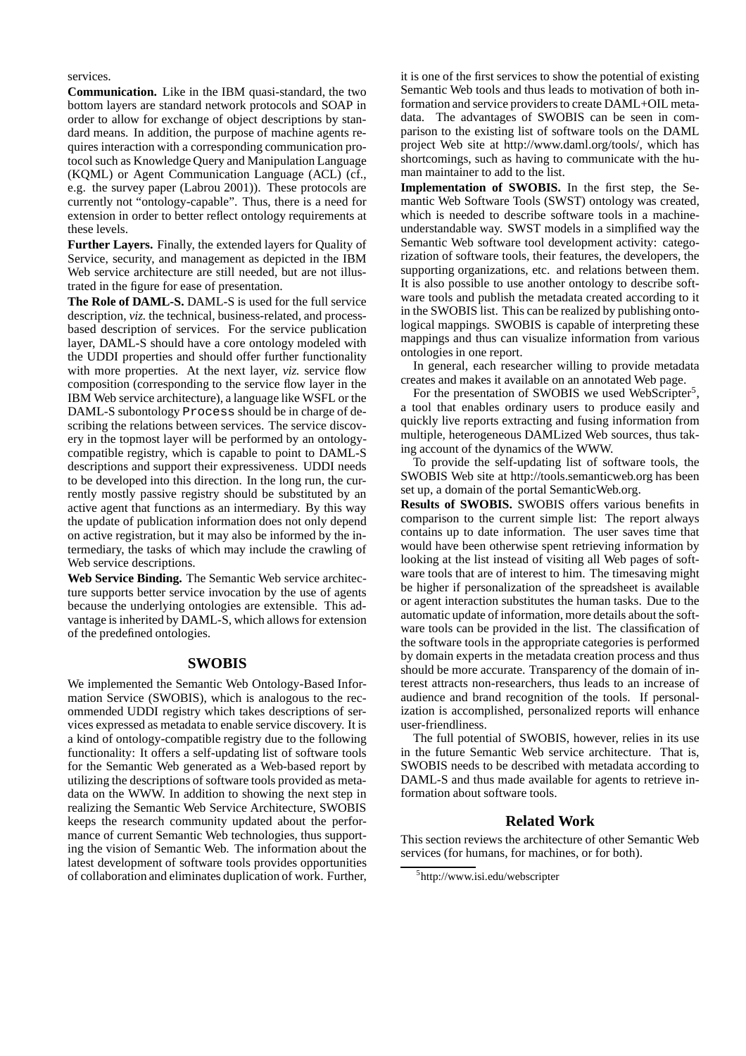services.

**Communication.** Like in the IBM quasi-standard, the two bottom layers are standard network protocols and SOAP in order to allow for exchange of object descriptions by standard means. In addition, the purpose of machine agents requires interaction with a corresponding communication protocol such as Knowledge Query and Manipulation Language (KQML) or Agent Communication Language (ACL) (cf., e.g. the survey paper (Labrou 2001)). These protocols are currently not "ontology-capable". Thus, there is a need for extension in order to better reflect ontology requirements at these levels.

**Further Layers.** Finally, the extended layers for Quality of Service, security, and management as depicted in the IBM Web service architecture are still needed, but are not illustrated in the figure for ease of presentation.

**The Role of DAML-S.** DAML-S is used for the full service description, *viz.* the technical, business-related, and process-based description of services. For the service publication layer, DAML-S should have a core ontology modeled with the UDDI properties and should offer further functionality with more properties. At the next layer, *viz.* service flow composition (corresponding to the service flow layer in the IBM Web service architecture), a language like WSFL or the DAML-S subontology `Process` should be in charge of describing the relations between services. The service discovery in the topmost layer will be performed by an ontology-compatible registry, which is capable to point to DAML-S descriptions and support their expressiveness. UDDI needs to be developed into this direction. In the long run, the currently mostly passive registry should be substituted by an active agent that functions as an intermediary. By this way the update of publication information does not only depend on active registration, but it may also be informed by the intermediary, the tasks of which may include the crawling of Web service descriptions.

**Web Service Binding.** The Semantic Web service architecture supports better service invocation by the use of agents because the underlying ontologies are extensible. This advantage is inherited by DAML-S, which allows for extension of the predefined ontologies.

## SWOBIS

We implemented the Semantic Web Ontology-Based Information Service (SWOBIS), which is analogous to the recommended UDDI registry which takes descriptions of services expressed as metadata to enable service discovery. It is a kind of ontology-compatible registry due to the following functionality: It offers a self-updating list of software tools for the Semantic Web generated as a Web-based report by utilizing the descriptions of software tools provided as metadata on the WWW. In addition to showing the next step in realizing the Semantic Web Service Architecture, SWOBIS keeps the research community updated about the performance of current Semantic Web technologies, thus supporting the vision of Semantic Web. The information about the latest development of software tools provides opportunities of collaboration and eliminates duplication of work. Further, it is one of the first services to show the potential of existing Semantic Web tools and thus leads to motivation of both information and service providers to create DAML+OIL metadata. The advantages of SWOBIS can be seen in comparison to the existing list of software tools on the DAML project Web site at http://www.daml.org/tools/, which has shortcomings, such as having to communicate with the human maintainer to add to the list.

**Implementation of SWOBIS.** In the first step, the Semantic Web Software Tools (SWST) ontology was created, which is needed to describe software tools in a machine-understandable way. SWST models in a simplified way the Semantic Web software tool development activity: categorization of software tools, their features, the developers, the supporting organizations, etc. and relations between them. It is also possible to use another ontology to describe software tools and publish the metadata created according to it in the SWOBIS list. This can be realized by publishing ontological mappings. SWOBIS is capable of interpreting these mappings and thus can visualize information from various ontologies in one report.

In general, each researcher willing to provide metadata creates and makes it available on an annotated Web page.

For the presentation of SWOBIS we used WebScripter[5], a tool that enables ordinary users to produce easily and quickly live reports extracting and fusing information from multiple, heterogeneous DAMLized Web sources, thus taking account of the dynamics of the WWW.

To provide the self-updating list of software tools, the SWOBIS Web site at http://tools.semanticweb.org has been set up, a domain of the portal SemanticWeb.org.

**Results of SWOBIS.** SWOBIS offers various benefits in comparison to the current simple list: The report always contains up to date information. The user saves time that would have been otherwise spent retrieving information by looking at the list instead of visiting all Web pages of software tools that are of interest to him. The timesaving might be higher if personalization of the spreadsheet is available or agent interaction substitutes the human tasks. Due to the automatic update of information, more details about the software tools can be provided in the list. The classification of the software tools in the appropriate categories is performed by domain experts in the metadata creation process and thus should be more accurate. Transparency of the domain of interest attracts non-researchers, thus leads to an increase of audience and brand recognition of the tools. If personalization is accomplished, personalized reports will enhance user-friendliness.

The full potential of SWOBIS, however, relies in its use in the future Semantic Web service architecture. That is, SWOBIS needs to be described with metadata according to DAML-S and thus made available for agents to retrieve information about software tools.

## Related Work

This section reviews the architecture of other Semantic Web services (for humans, for machines, or for both).

[5] http://www.isi.edu/webscripter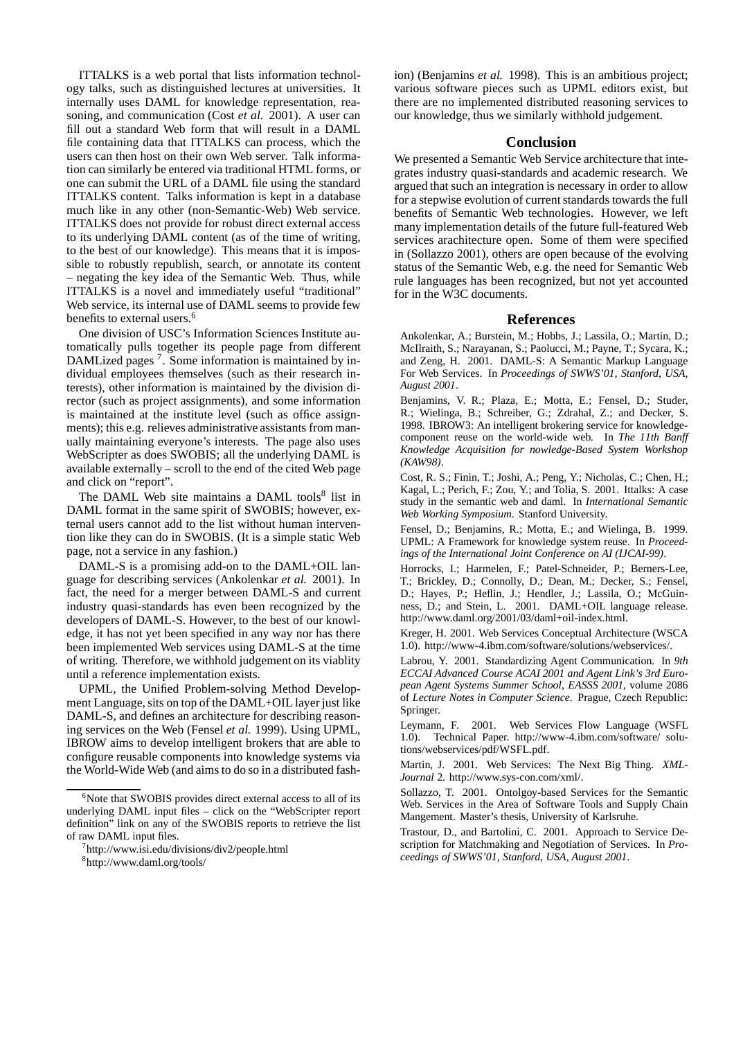ITTALKS is a web portal that lists information technology talks, such as distinguished lectures at universities. It internally uses DAML for knowledge representation, reasoning, and communication (Cost *et al.* 2001). A user can fill out a standard Web form that will result in a DAML file containing data that ITTALKS can process, which the users can then host on their own Web server. Talk information can similarly be entered via traditional HTML forms, or one can submit the URL of a DAML file using the standard ITTALKS content. Talks information is kept in a database much like in any other (non-Semantic-Web) Web service. ITTALKS does not provide for robust direct external access to its underlying DAML content (as of the time of writing, to the best of our knowledge). This means that it is impossible to robustly republish, search, or annotate its content – negating the key idea of the Semantic Web. Thus, while ITTALKS is a novel and immediately useful "traditional" Web service, its internal use of DAML seems to provide few benefits to external users.[6]

One division of USC's Information Sciences Institute automatically pulls together its people page from different DAMLized pages [7]. Some information is maintained by individual employees themselves (such as their research interests), other information is maintained by the division director (such as project assignments), and some information is maintained at the institute level (such as office assignments); this e.g. relieves administrative assistants from manually maintaining everyone's interests. The page also uses WebScripter as does SWOBIS; all the underlying DAML is available externally – scroll to the end of the cited Web page and click on "report".

The DAML Web site maintains a DAML tools[8] list in DAML format in the same spirit of SWOBIS; however, external users cannot add to the list without human intervention like they can do in SWOBIS. (It is a simple static Web page, not a service in any fashion.)

DAML-S is a promising add-on to the DAML+OIL language for describing services (Ankolenkar *et al.* 2001). In fact, the need for a merger between DAML-S and current industry quasi-standards has even been recognized by the developers of DAML-S. However, to the best of our knowledge, it has not yet been specified in any way nor has there been implemented Web services using DAML-S at the time of writing. Therefore, we withhold judgement on its viablity until a reference implementation exists.

UPML, the Unified Problem-solving Method Development Language, sits on top of the DAML+OIL layer just like DAML-S, and defines an architecture for describing reasoning services on the Web (Fensel *et al.* 1999). Using UPML, IBROW aims to develop intelligent brokers that are able to configure reusable components into knowledge systems via the World-Wide Web (and aims to do so in a distributed fashion) (Benjamins *et al.* 1998). This is an ambitious project; various software pieces such as UPML editors exist, but there are no implemented distributed reasoning services to our knowledge, thus we similarly withhold judgement.

## Conclusion

We presented a Semantic Web Service architecture that integrates industry quasi-standards and academic research. We argued that such an integration is necessary in order to allow for a stepwise evolution of current standards towards the full benefits of Semantic Web technologies. However, we left many implementation details of the future full-featured Web services arachitecture open. Some of them were specified in (Sollazzo 2001), others are open because of the evolving status of the Semantic Web, e.g. the need for Semantic Web rule languages has been recognized, but not yet accounted for in the W3C documents.

## References

Ankolenkar, A.; Burstein, M.; Hobbs, J.; Lassila, O.; Martin, D.; McIlraith, S.; Narayanan, S.; Paolucci, M.; Payne, T.; Sycara, K.; and Zeng, H. 2001. DAML-S: A Semantic Markup Language For Web Services. In *Proceedings of SWWS'01, Stanford, USA, August 2001*.

Benjamins, V. R.; Plaza, E.; Motta, E.; Fensel, D.; Studer, R.; Wielinga, B.; Schreiber, G.; Zdrahal, Z.; and Decker, S. 1998. IBROW3: An intelligent brokering service for knowledge-component reuse on the world-wide web. In *The 11th Banff Knowledge Acquisition for nowledge-Based System Workshop (KAW98)*.

Cost, R. S.; Finin, T.; Joshi, A.; Peng, Y.; Nicholas, C.; Chen, H.; Kagal, L.; Perich, F.; Zou, Y.; and Tolia, S. 2001. Ittalks: A case study in the semantic web and daml. In *International Semantic Web Working Symposium*. Stanford University.

Fensel, D.; Benjamins, R.; Motta, E.; and Wielinga, B. 1999. UPML: A Framework for knowledge system reuse. In *Proceedings of the International Joint Conference on AI (IJCAI-99)*.

Horrocks, I.; Harmelen, F.; Patel-Schneider, P.; Berners-Lee, T.; Brickley, D.; Connolly, D.; Dean, M.; Decker, S.; Fensel, D.; Hayes, P.; Heflin, J.; Hendler, J.; Lassila, O.; McGuinness, D.; and Stein, L. 2001. DAML+OIL language release. http://www.daml.org/2001/03/daml+oil-index.html.

Kreger, H. 2001. Web Services Conceptual Architecture (WSCA 1.0). http://www-4.ibm.com/software/solutions/webservices/.

Labrou, Y. 2001. Standardizing Agent Communication. In *9th ECCAI Advanced Course ACAI 2001 and Agent Link's 3rd European Agent Systems Summer School, EASSS 2001*, volume 2086 of *Lecture Notes in Computer Science*. Prague, Czech Republic: Springer.

Leymann, F. 2001. Web Services Flow Language (WSFL 1.0). Technical Paper. http://www-4.ibm.com/software/ solutions/webservices/pdf/WSFL.pdf.

Martin, J. 2001. Web Services: The Next Big Thing. *XML-Journal* 2. http://www.sys-con.com/xml/.

Sollazzo, T. 2001. Ontolgoy-based Services for the Semantic Web. Services in the Area of Software Tools and Supply Chain Mangement. Master's thesis, University of Karlsruhe.

Trastour, D., and Bartolini, C. 2001. Approach to Service Description for Matchmaking and Negotiation of Services. In *Proceedings of SWWS'01, Stanford, USA, August 2001*.

---

[6] Note that SWOBIS provides direct external access to all of its underlying DAML input files – click on the "WebScripter report definition" link on any of the SWOBIS reports to retrieve the list of raw DAML input files.

[7] http://www.isi.edu/divisions/div2/people.html

[8] http://www.daml.org/tools/